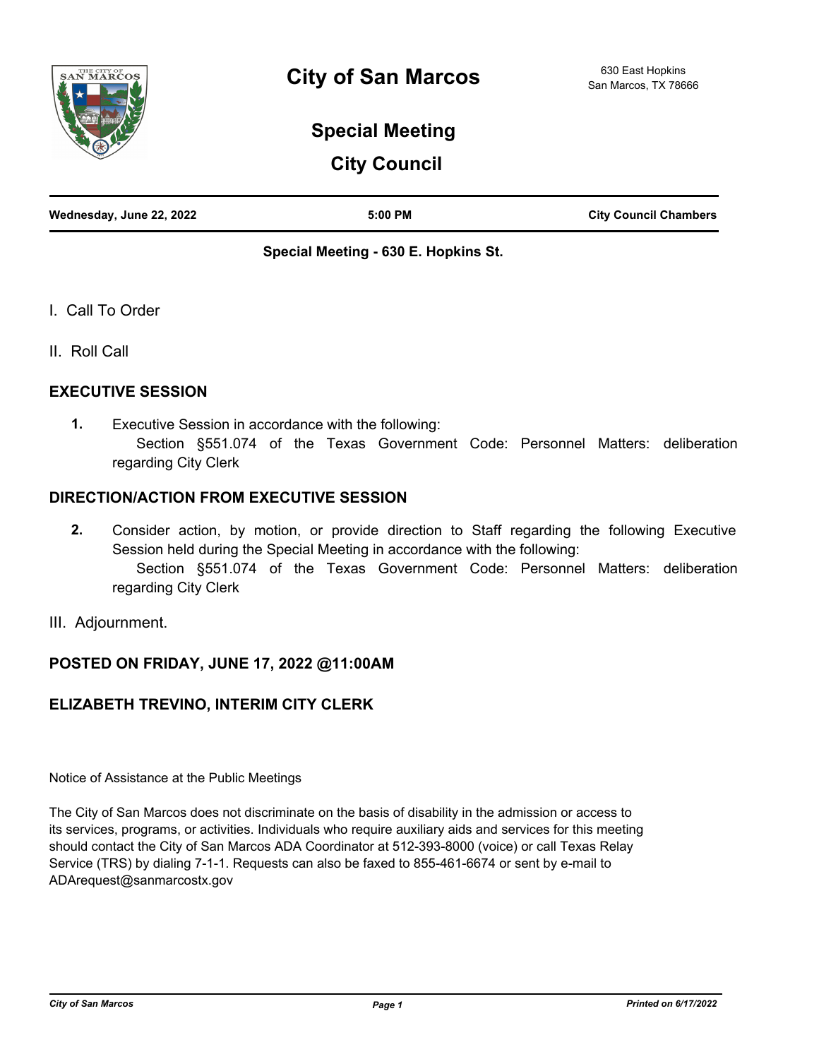# City of San Marcos

630 East Hopkins
San Marcos, TX 78666

## Special Meeting

## City Council

| Wednesday, June 22, 2022 | 5:00 PM | City Council Chambers |
|---|---|---|

**Special Meeting - 630 E. Hopkins St.**

I. Call To Order

II. Roll Call

### EXECUTIVE SESSION

**1.** Executive Session in accordance with the following:
Section §551.074 of the Texas Government Code: Personnel Matters: deliberation regarding City Clerk

### DIRECTION/ACTION FROM EXECUTIVE SESSION

**2.** Consider action, by motion, or provide direction to Staff regarding the following Executive Session held during the Special Meeting in accordance with the following:
Section §551.074 of the Texas Government Code: Personnel Matters: deliberation regarding City Clerk

III. Adjournment.

**POSTED ON FRIDAY, JUNE 17, 2022 @11:00AM**

**ELIZABETH TREVINO, INTERIM CITY CLERK**

Notice of Assistance at the Public Meetings

The City of San Marcos does not discriminate on the basis of disability in the admission or access to its services, programs, or activities. Individuals who require auxiliary aids and services for this meeting should contact the City of San Marcos ADA Coordinator at 512-393-8000 (voice) or call Texas Relay Service (TRS) by dialing 7-1-1. Requests can also be faxed to 855-461-6674 or sent by e-mail to ADArequest@sanmarcostx.gov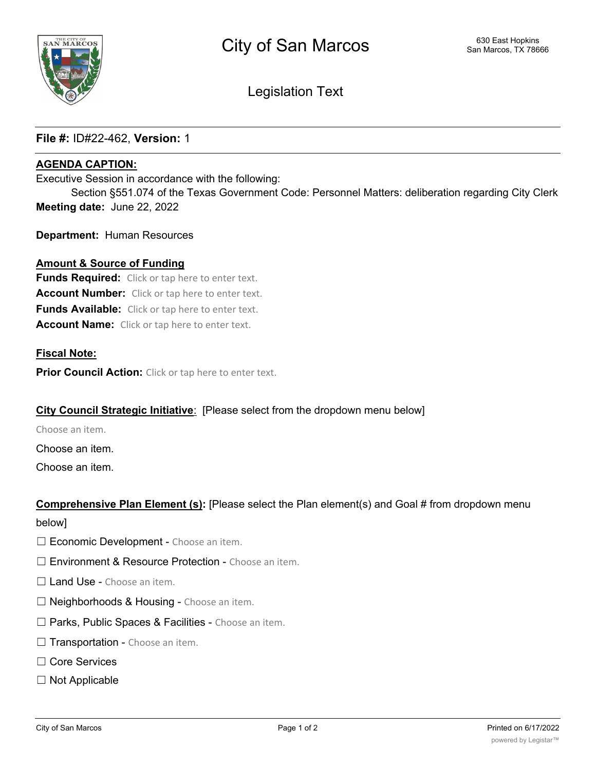City of San Marcos

630 East Hopkins
San Marcos, TX 78666

Legislation Text

**File #:** ID#22-462, **Version:** 1

**AGENDA CAPTION:**

Executive Session in accordance with the following:

Section §551.074 of the Texas Government Code: Personnel Matters: deliberation regarding City Clerk

**Meeting date:** June 22, 2022

**Department:** Human Resources

**Amount & Source of Funding**

**Funds Required:** Click or tap here to enter text.

**Account Number:** Click or tap here to enter text.

**Funds Available:** Click or tap here to enter text.

**Account Name:** Click or tap here to enter text.

**Fiscal Note:**

**Prior Council Action:** Click or tap here to enter text.

**City Council Strategic Initiative**: [Please select from the dropdown menu below]

Choose an item.

Choose an item.

Choose an item.

**Comprehensive Plan Element (s):** [Please select the Plan element(s) and Goal # from dropdown menu below]

☐ Economic Development - Choose an item.

☐ Environment & Resource Protection - Choose an item.

☐ Land Use - Choose an item.

☐ Neighborhoods & Housing - Choose an item.

☐ Parks, Public Spaces & Facilities - Choose an item.

☐ Transportation - Choose an item.

☐ Core Services

☐ Not Applicable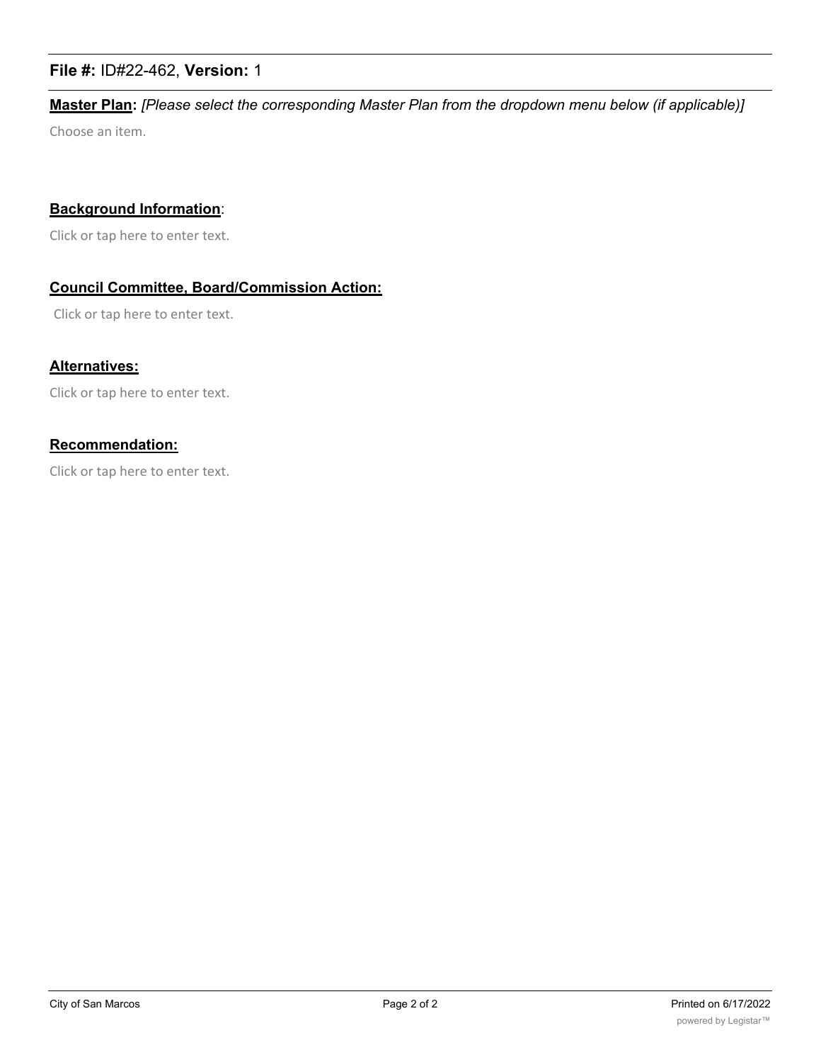**File #:** ID#22-462, **Version:** 1

**Master Plan:** *[Please select the corresponding Master Plan from the dropdown menu below (if applicable)]*

Choose an item.

**Background Information**:

Click or tap here to enter text.

**Council Committee, Board/Commission Action:**

Click or tap here to enter text.

**Alternatives:**

Click or tap here to enter text.

**Recommendation:**

Click or tap here to enter text.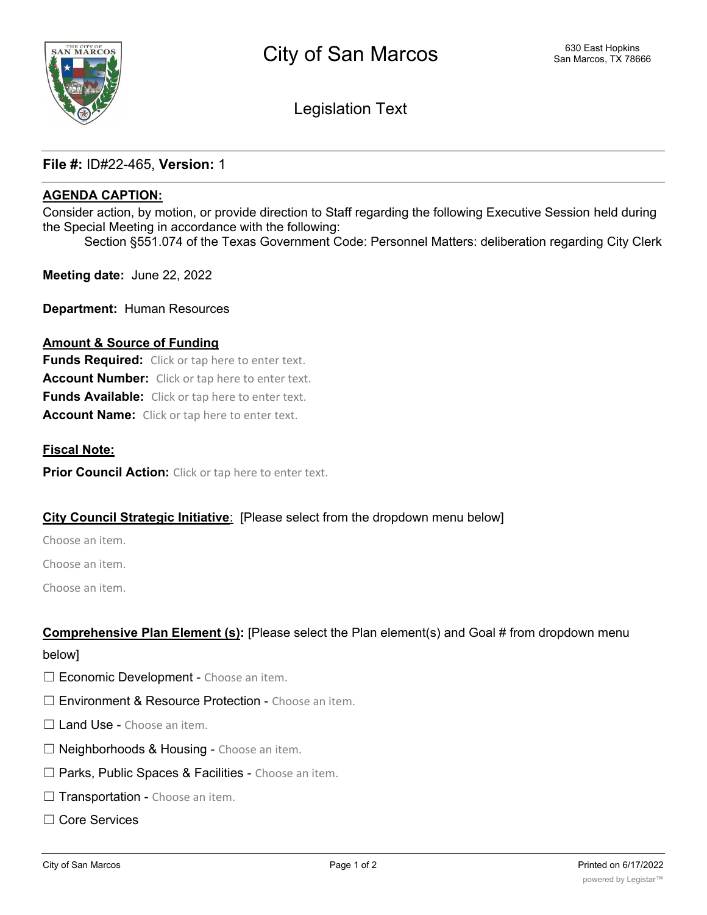# City of San Marcos

630 East Hopkins
San Marcos, TX 78666

Legislation Text

**File #:** ID#22-465, **Version:** 1

**AGENDA CAPTION:**

Consider action, by motion, or provide direction to Staff regarding the following Executive Session held during the Special Meeting in accordance with the following:

Section §551.074 of the Texas Government Code: Personnel Matters: deliberation regarding City Clerk

**Meeting date:** June 22, 2022

**Department:** Human Resources

**Amount & Source of Funding**

**Funds Required:** Click or tap here to enter text.

**Account Number:** Click or tap here to enter text.

**Funds Available:** Click or tap here to enter text.

**Account Name:** Click or tap here to enter text.

**Fiscal Note:**

**Prior Council Action:** Click or tap here to enter text.

**City Council Strategic Initiative**: [Please select from the dropdown menu below]

Choose an item.

Choose an item.

Choose an item.

**Comprehensive Plan Element (s):** [Please select the Plan element(s) and Goal # from dropdown menu below]

☐ Economic Development - Choose an item.

☐ Environment & Resource Protection - Choose an item.

☐ Land Use - Choose an item.

☐ Neighborhoods & Housing - Choose an item.

☐ Parks, Public Spaces & Facilities - Choose an item.

☐ Transportation - Choose an item.

☐ Core Services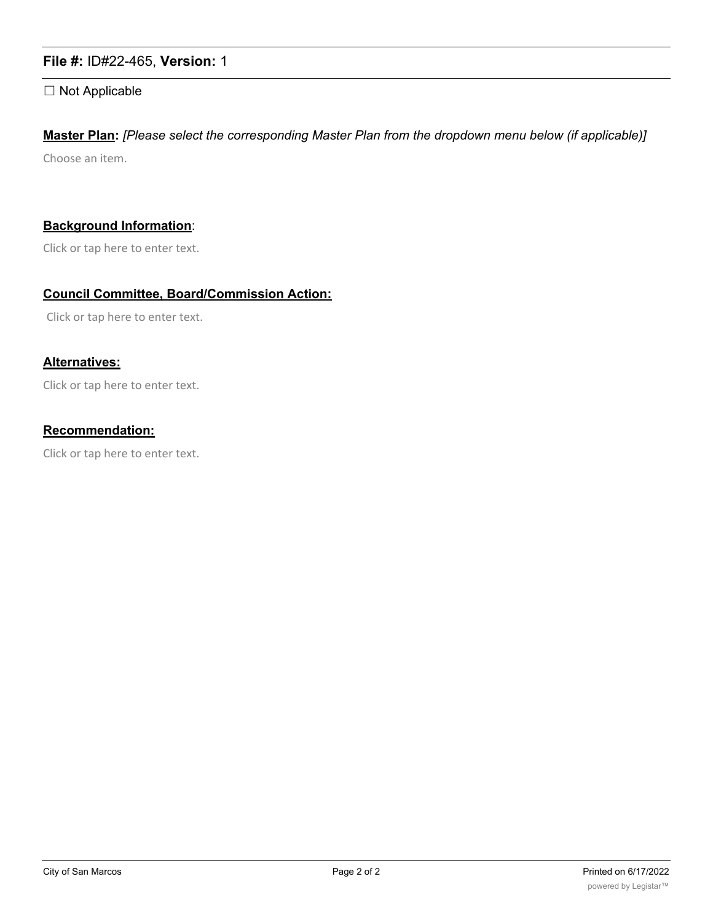**File #:** ID#22-465, **Version:** 1

☐ Not Applicable

**Master Plan:** *[Please select the corresponding Master Plan from the dropdown menu below (if applicable)]*

Choose an item.

**Background Information**:

Click or tap here to enter text.

**Council Committee, Board/Commission Action:**

Click or tap here to enter text.

**Alternatives:**

Click or tap here to enter text.

**Recommendation:**

Click or tap here to enter text.